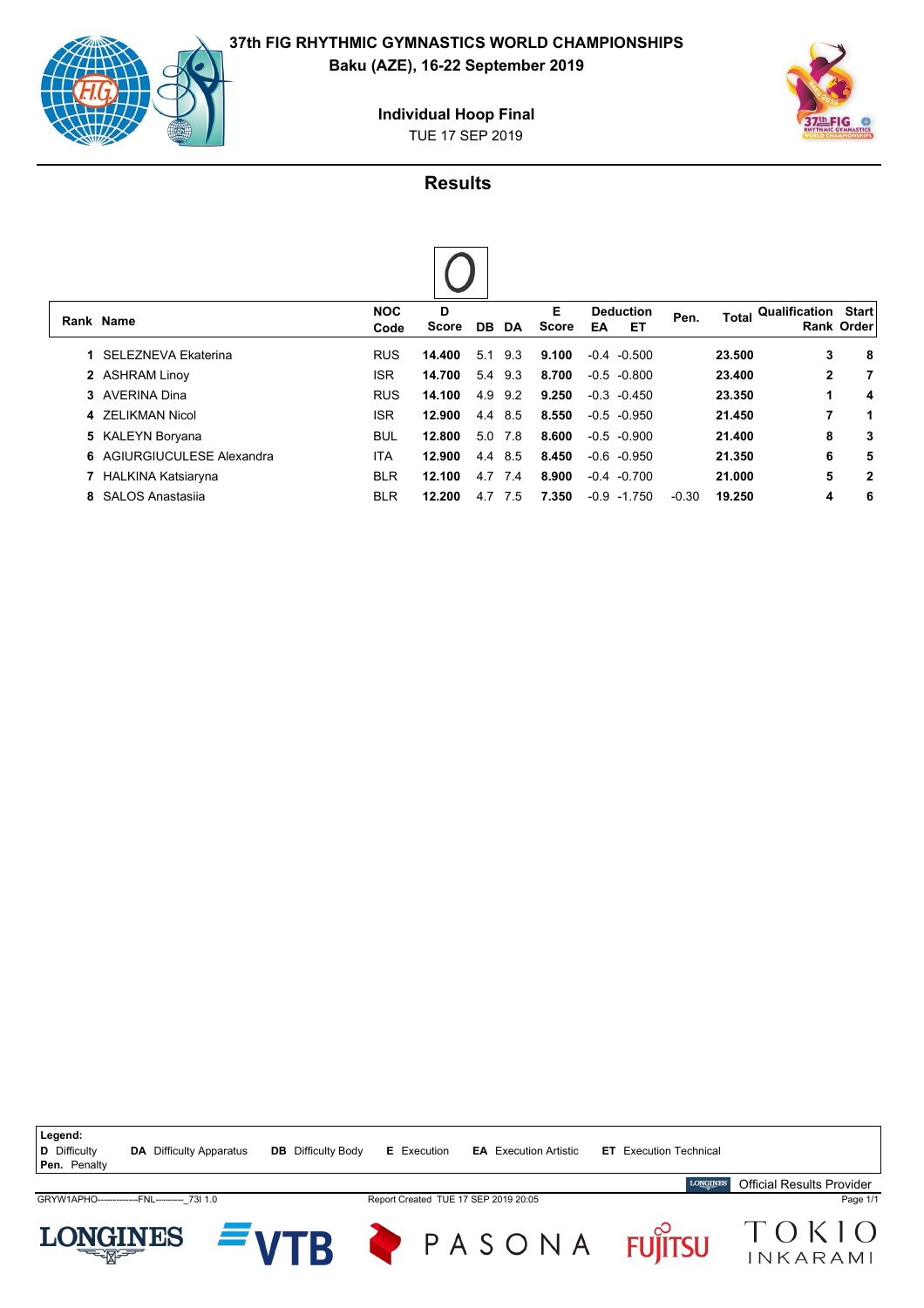# 37th FIG RHYTHMIC GYMNASTICS WORLD CHAMPIONSHIPS

**Baku (AZE), 16-22 September 2019**

**Individual Hoop Final**

TUE 17 SEP 2019

## Results

| Rank | Name | NOC Code | D Score | DB | DA | E Score | Deduction EA | Deduction ET | Pen. | Total | Qualification Rank | Start Order |
|---|---|---|---|---|---|---|---|---|---|---|---|---|
| 1 | SELEZNEVA Ekaterina | RUS | **14.400** | 5.1 | 9.3 | **9.100** | -0.4 | -0.500 | | **23.500** | **3** | **8** |
| 2 | ASHRAM Linoy | ISR | **14.700** | 5.4 | 9.3 | **8.700** | -0.5 | -0.800 | | **23.400** | **2** | **7** |
| 3 | AVERINA Dina | RUS | **14.100** | 4.9 | 9.2 | **9.250** | -0.3 | -0.450 | | **23.350** | **1** | **4** |
| 4 | ZELIKMAN Nicol | ISR | **12.900** | 4.4 | 8.5 | **8.550** | -0.5 | -0.950 | | **21.450** | **7** | **1** |
| 5 | KALEYN Boryana | BUL | **12.800** | 5.0 | 7.8 | **8.600** | -0.5 | -0.900 | | **21.400** | **8** | **3** |
| 6 | AGIURGIUCULESE Alexandra | ITA | **12.900** | 4.4 | 8.5 | **8.450** | -0.6 | -0.950 | | **21.350** | **6** | **5** |
| 7 | HALKINA Katsiaryna | BLR | **12.100** | 4.7 | 7.4 | **8.900** | -0.4 | -0.700 | | **21.000** | **5** | **2** |
| 8 | SALOS Anastasiia | BLR | **12.200** | 4.7 | 7.5 | **7.350** | -0.9 | -1.750 | -0.30 | **19.250** | **4** | **6** |

**Legend:**
**D** Difficulty **DA** Difficulty Apparatus **DB** Difficulty Body **E** Execution **EA** Execution Artistic **ET** Execution Technical
**Pen.** Penalty

Official Results Provider

GRYW1APHO--------------FNL---------_73I 1.0 Report Created TUE 17 SEP 2019 20:05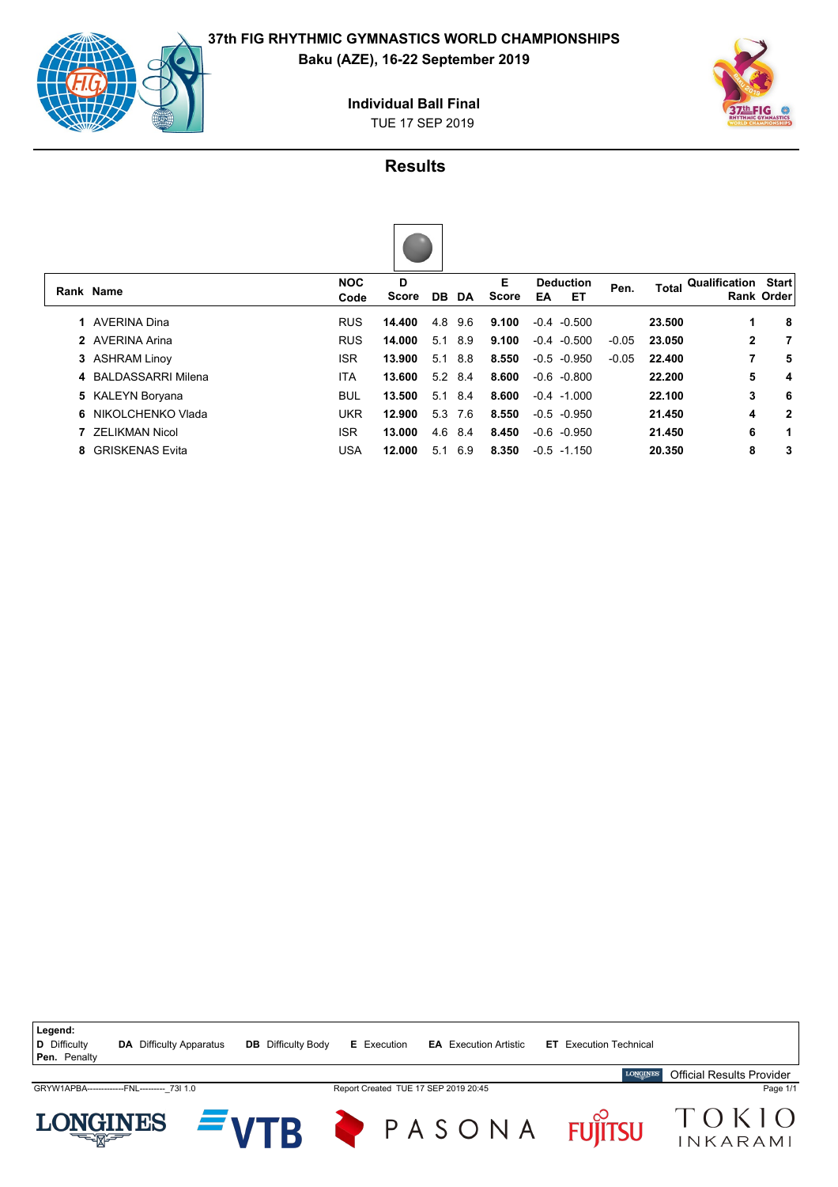**37th FIG RHYTHMIC GYMNASTICS WORLD CHAMPIONSHIPS**
**Baku (AZE), 16-22 September 2019**

**Individual Ball Final**
TUE 17 SEP 2019

## Results

| Rank | Name | NOC Code | D Score | DB | DA | E Score | Deduction EA | Deduction ET | Pen. | Total | Qualification Rank | Start Order |
|---|---|---|---|---|---|---|---|---|---|---|---|---|
| 1 | AVERINA Dina | RUS | **14.400** | 4.8 | 9.6 | **9.100** | -0.4 | -0.500 | | **23.500** | 1 | 8 |
| 2 | AVERINA Arina | RUS | **14.000** | 5.1 | 8.9 | **9.100** | -0.4 | -0.500 | -0.05 | **23.050** | 2 | 7 |
| 3 | ASHRAM Linoy | ISR | **13.900** | 5.1 | 8.8 | **8.550** | -0.5 | -0.950 | -0.05 | **22.400** | 7 | 5 |
| 4 | BALDASSARRI Milena | ITA | **13.600** | 5.2 | 8.4 | **8.600** | -0.6 | -0.800 | | **22.200** | 5 | 4 |
| 5 | KALEYN Boryana | BUL | **13.500** | 5.1 | 8.4 | **8.600** | -0.4 | -1.000 | | **22.100** | 3 | 6 |
| 6 | NIKOLCHENKO Vlada | UKR | **12.900** | 5.3 | 7.6 | **8.550** | -0.5 | -0.950 | | **21.450** | 4 | 2 |
| 7 | ZELIKMAN Nicol | ISR | **13.000** | 4.6 | 8.4 | **8.450** | -0.6 | -0.950 | | **21.450** | 6 | 1 |
| 8 | GRISKENAS Evita | USA | **12.000** | 5.1 | 6.9 | **8.350** | -0.5 | -1.150 | | **20.350** | 8 | 3 |

**Legend:**
**D** Difficulty **DA** Difficulty Apparatus **DB** Difficulty Body **E** Execution **EA** Execution Artistic **ET** Execution Technical
**Pen.** Penalty

Official Results Provider

GRYW1APBA-------------FNL---------_73I 1.0 Report Created TUE 17 SEP 2019 20:45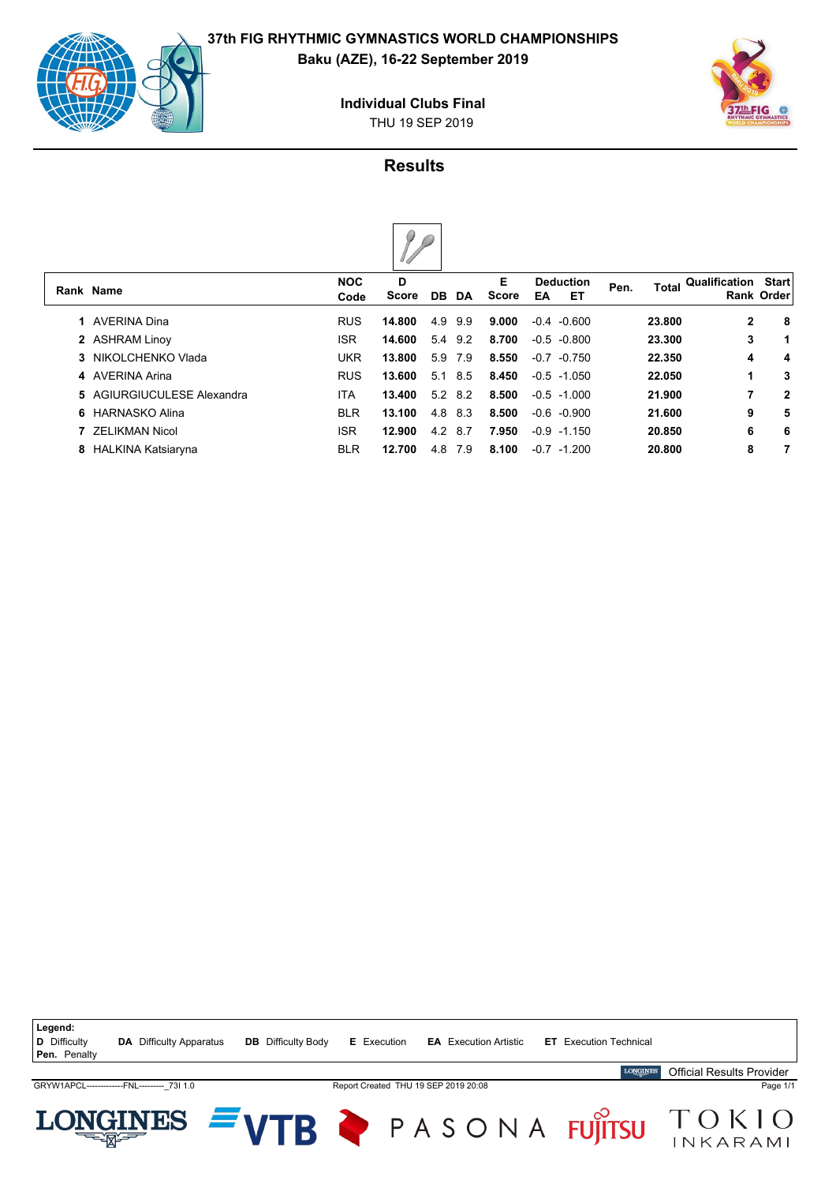**37th FIG RHYTHMIC GYMNASTICS WORLD CHAMPIONSHIPS**

**Baku (AZE), 16-22 September 2019**

**Individual Clubs Final**

THU 19 SEP 2019

## Results

| Rank | Name | NOC Code | D Score | DB | DA | E Score | Deduction EA | Deduction ET | Pen. | Total | Qualification Rank | Start Order |
|---|---|---|---|---|---|---|---|---|---|---|---|---|
| 1 | AVERINA Dina | RUS | **14.800** | 4.9 | 9.9 | **9.000** | -0.4 | -0.600 | | **23.800** | **2** | **8** |
| 2 | ASHRAM Linoy | ISR | **14.600** | 5.4 | 9.2 | **8.700** | -0.5 | -0.800 | | **23.300** | **3** | **1** |
| 3 | NIKOLCHENKO Vlada | UKR | **13.800** | 5.9 | 7.9 | **8.550** | -0.7 | -0.750 | | **22.350** | **4** | **4** |
| 4 | AVERINA Arina | RUS | **13.600** | 5.1 | 8.5 | **8.450** | -0.5 | -1.050 | | **22.050** | **1** | **3** |
| 5 | AGIURGIUCULESE Alexandra | ITA | **13.400** | 5.2 | 8.2 | **8.500** | -0.5 | -1.000 | | **21.900** | **7** | **2** |
| 6 | HARNASKO Alina | BLR | **13.100** | 4.8 | 8.3 | **8.500** | -0.6 | -0.900 | | **21.600** | **9** | **5** |
| 7 | ZELIKMAN Nicol | ISR | **12.900** | 4.2 | 8.7 | **7.950** | -0.9 | -1.150 | | **20.850** | **6** | **6** |
| 8 | HALKINA Katsiaryna | BLR | **12.700** | 4.8 | 7.9 | **8.100** | -0.7 | -1.200 | | **20.800** | **8** | **7** |

**Legend:**
**D** Difficulty **DA** Difficulty Apparatus **DB** Difficulty Body **E** Execution **EA** Execution Artistic **ET** Execution Technical
**Pen.** Penalty

Official Results Provider

GRYW1APCL-------------FNL---------_73I 1.0 Report Created THU 19 SEP 2019 20:08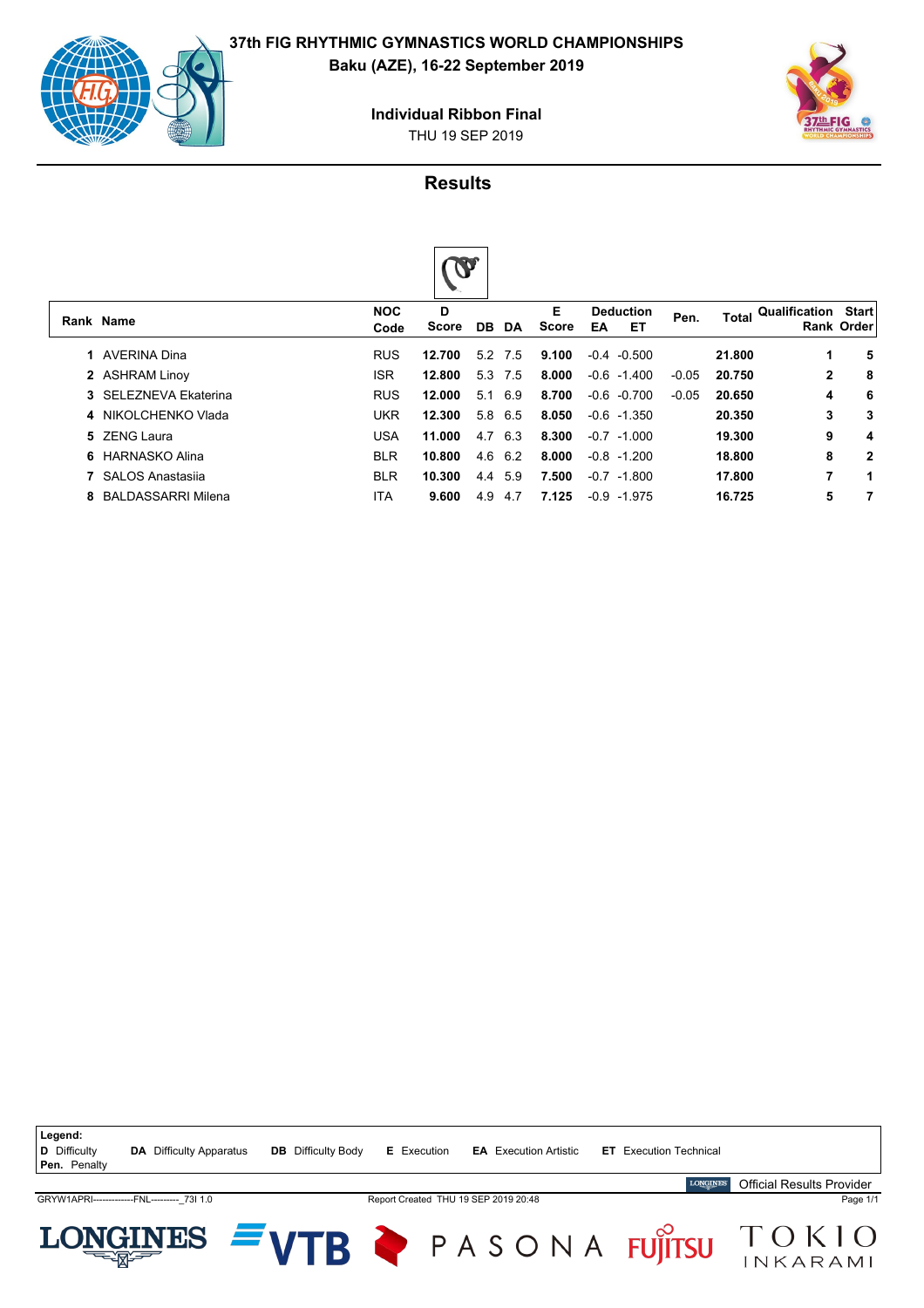**37th FIG RHYTHMIC GYMNASTICS WORLD CHAMPIONSHIPS**
**Baku (AZE), 16-22 September 2019**

**Individual Ribbon Final**
THU 19 SEP 2019

## Results

| Rank | Name | NOC Code | D Score | DB | DA | E Score | Deduction EA | Deduction ET | Pen. | Total | Qualification Rank | Start Order |
|---|---|---|---|---|---|---|---|---|---|---|---|---|
| 1 | AVERINA Dina | RUS | **12.700** | 5.2 | 7.5 | **9.100** | -0.4 | -0.500 | | **21.800** | **1** | **5** |
| 2 | ASHRAM Linoy | ISR | **12.800** | 5.3 | 7.5 | **8.000** | -0.6 | -1.400 | -0.05 | **20.750** | **2** | **8** |
| 3 | SELEZNEVA Ekaterina | RUS | **12.000** | 5.1 | 6.9 | **8.700** | -0.6 | -0.700 | -0.05 | **20.650** | **4** | **6** |
| 4 | NIKOLCHENKO Vlada | UKR | **12.300** | 5.8 | 6.5 | **8.050** | -0.6 | -1.350 | | **20.350** | **3** | **3** |
| 5 | ZENG Laura | USA | **11.000** | 4.7 | 6.3 | **8.300** | -0.7 | -1.000 | | **19.300** | **9** | **4** |
| 6 | HARNASKO Alina | BLR | **10.800** | 4.6 | 6.2 | **8.000** | -0.8 | -1.200 | | **18.800** | **8** | **2** |
| 7 | SALOS Anastasiia | BLR | **10.300** | 4.4 | 5.9 | **7.500** | -0.7 | -1.800 | | **17.800** | **7** | **1** |
| 8 | BALDASSARRI Milena | ITA | **9.600** | 4.9 | 4.7 | **7.125** | -0.9 | -1.975 | | **16.725** | **5** | **7** |

**Legend:**
**D** Difficulty **DA** Difficulty Apparatus **DB** Difficulty Body **E** Execution **EA** Execution Artistic **ET** Execution Technical
**Pen.** Penalty

Official Results Provider

GRYW1APRI-------------FNL---------_73I 1.0    Report Created THU 19 SEP 2019 20:48